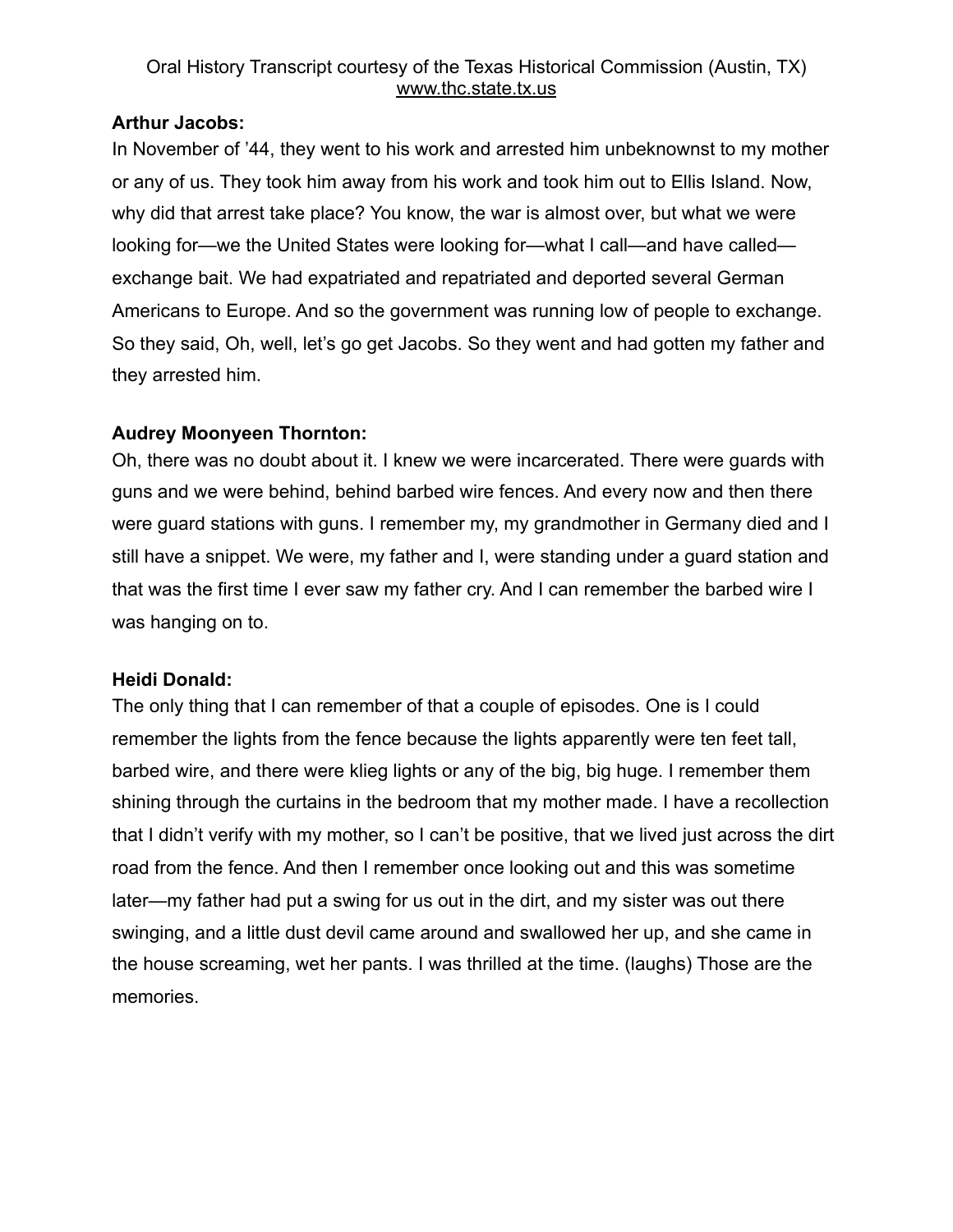Oral History Transcript courtesy of the Texas Historical Commission (Austin, TX)
www.thc.state.tx.us

**Arthur Jacobs:**
In November of ’44, they went to his work and arrested him unbeknownst to my mother or any of us. They took him away from his work and took him out to Ellis Island. Now, why did that arrest take place? You know, the war is almost over, but what we were looking for—we the United States were looking for—what I call—and have called—exchange bait. We had expatriated and repatriated and deported several German Americans to Europe. And so the government was running low of people to exchange. So they said, Oh, well, let’s go get Jacobs. So they went and had gotten my father and they arrested him.

**Audrey Moonyeen Thornton:**
Oh, there was no doubt about it. I knew we were incarcerated. There were guards with guns and we were behind, behind barbed wire fences. And every now and then there were guard stations with guns. I remember my, my grandmother in Germany died and I still have a snippet. We were, my father and I, were standing under a guard station and that was the first time I ever saw my father cry. And I can remember the barbed wire I was hanging on to.

**Heidi Donald:**
The only thing that I can remember of that a couple of episodes. One is I could remember the lights from the fence because the lights apparently were ten feet tall, barbed wire, and there were klieg lights or any of the big, big huge. I remember them shining through the curtains in the bedroom that my mother made. I have a recollection that I didn’t verify with my mother, so I can’t be positive, that we lived just across the dirt road from the fence. And then I remember once looking out and this was sometime later—my father had put a swing for us out in the dirt, and my sister was out there swinging, and a little dust devil came around and swallowed her up, and she came in the house screaming, wet her pants. I was thrilled at the time. (laughs) Those are the memories.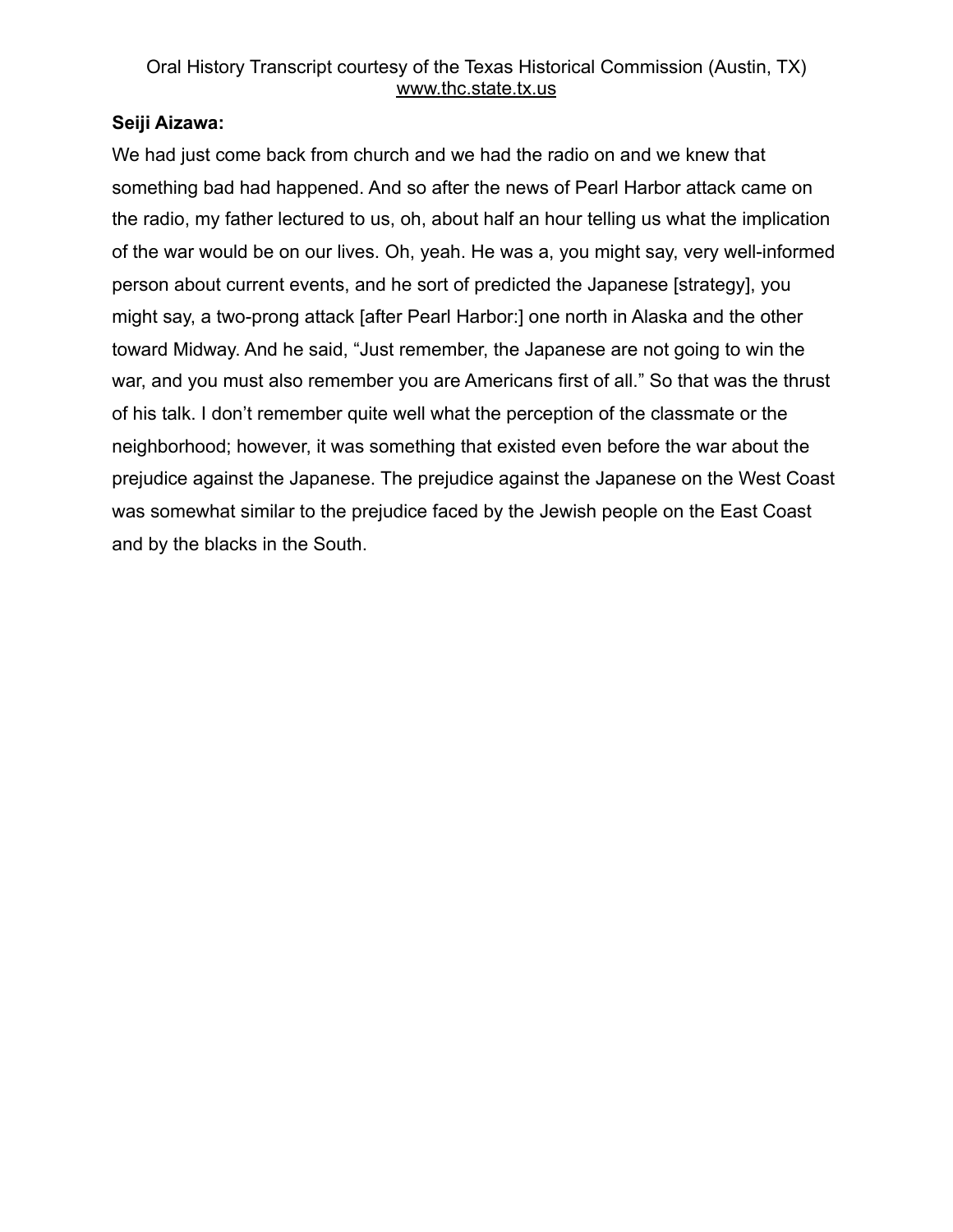**Seiji Aizawa:**

We had just come back from church and we had the radio on and we knew that something bad had happened. And so after the news of Pearl Harbor attack came on the radio, my father lectured to us, oh, about half an hour telling us what the implication of the war would be on our lives. Oh, yeah. He was a, you might say, very well-informed person about current events, and he sort of predicted the Japanese [strategy], you might say, a two-prong attack [after Pearl Harbor:] one north in Alaska and the other toward Midway. And he said, "Just remember, the Japanese are not going to win the war, and you must also remember you are Americans first of all." So that was the thrust of his talk. I don't remember quite well what the perception of the classmate or the neighborhood; however, it was something that existed even before the war about the prejudice against the Japanese. The prejudice against the Japanese on the West Coast was somewhat similar to the prejudice faced by the Jewish people on the East Coast and by the blacks in the South.